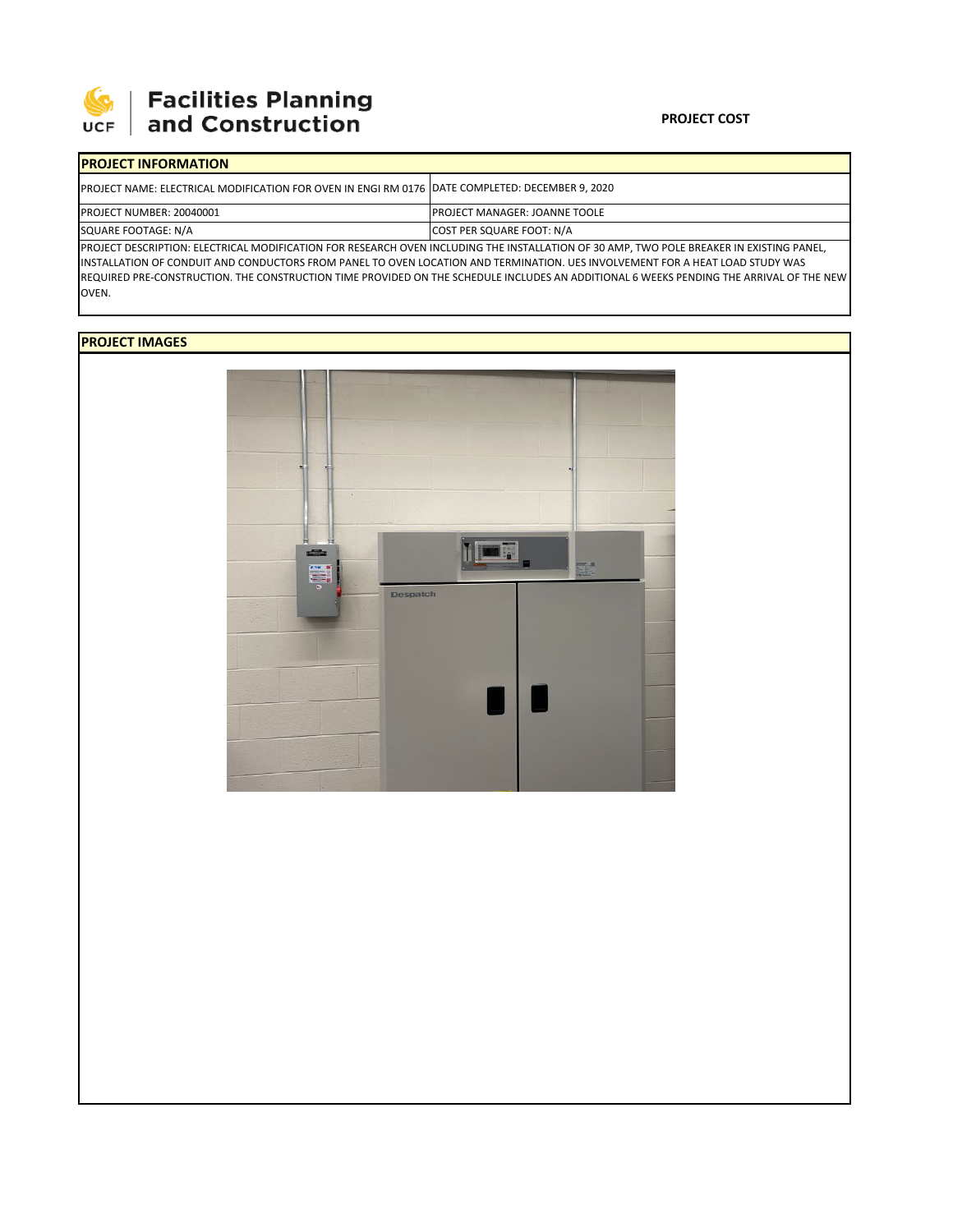# Facilities Planning and Construction

**PROJECT COST**

## PROJECT INFORMATION

| PROJECT NAME: ELECTRICAL MODIFICATION FOR OVEN IN ENGI RM 0176 | DATE COMPLETED: DECEMBER 9, 2020 |
|---|---|
| PROJECT NUMBER: 20040001 | PROJECT MANAGER: JOANNE TOOLE |
| SQUARE FOOTAGE: N/A | COST PER SQUARE FOOT: N/A |

PROJECT DESCRIPTION: ELECTRICAL MODIFICATION FOR RESEARCH OVEN INCLUDING THE INSTALLATION OF 30 AMP, TWO POLE BREAKER IN EXISTING PANEL, INSTALLATION OF CONDUIT AND CONDUCTORS FROM PANEL TO OVEN LOCATION AND TERMINATION. UES INVOLVEMENT FOR A HEAT LOAD STUDY WAS REQUIRED PRE-CONSTRUCTION. THE CONSTRUCTION TIME PROVIDED ON THE SCHEDULE INCLUDES AN ADDITIONAL 6 WEEKS PENDING THE ARRIVAL OF THE NEW OVEN.

## PROJECT IMAGES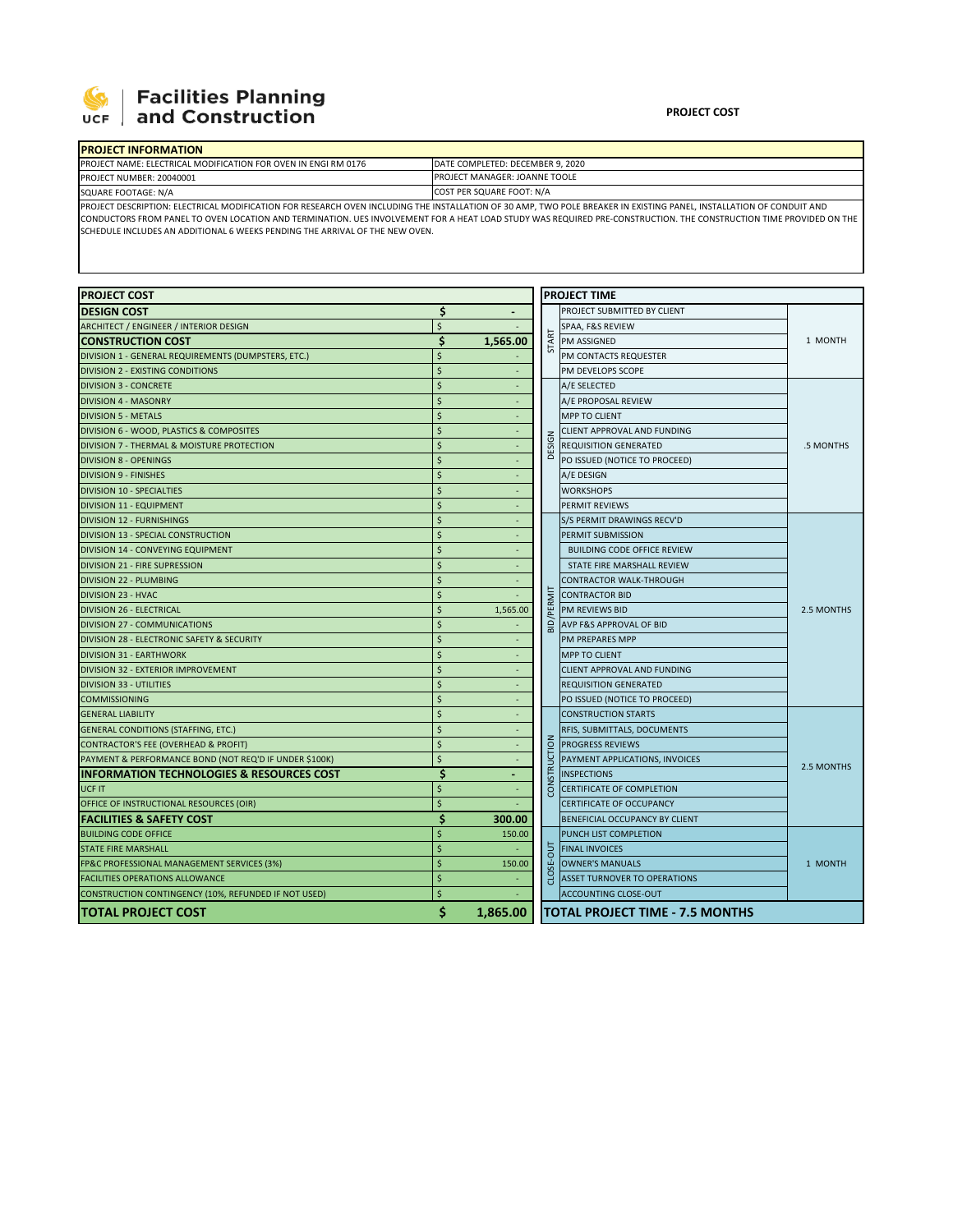**Facilities Planning and Construction**

**PROJECT COST**

| **PROJECT INFORMATION** | |
|---|---|
| PROJECT NAME: ELECTRICAL MODIFICATION FOR OVEN IN ENGI RM 0176 | DATE COMPLETED: DECEMBER 9, 2020 |
| PROJECT NUMBER: 20040001 | PROJECT MANAGER: JOANNE TOOLE |
| SQUARE FOOTAGE: N/A | COST PER SQUARE FOOT: N/A |

PROJECT DESCRIPTION: ELECTRICAL MODIFICATION FOR RESEARCH OVEN INCLUDING THE INSTALLATION OF 30 AMP, TWO POLE BREAKER IN EXISTING PANEL, INSTALLATION OF CONDUIT AND CONDUCTORS FROM PANEL TO OVEN LOCATION AND TERMINATION. UES INVOLVEMENT FOR A HEAT LOAD STUDY WAS REQUIRED PRE-CONSTRUCTION. THE CONSTRUCTION TIME PROVIDED ON THE SCHEDULE INCLUDES AN ADDITIONAL 6 WEEKS PENDING THE ARRIVAL OF THE NEW OVEN.

| **PROJECT COST** | |
|---|---|
| **DESIGN COST** | **$ -** |
| ARCHITECT / ENGINEER / INTERIOR DESIGN | $ - |
| **CONSTRUCTION COST** | **$ 1,565.00** |
| DIVISION 1 - GENERAL REQUIREMENTS (DUMPSTERS, ETC.) | $ - |
| DIVISION 2 - EXISTING CONDITIONS | $ - |
| DIVISION 3 - CONCRETE | $ - |
| DIVISION 4 - MASONRY | $ - |
| DIVISION 5 - METALS | $ - |
| DIVISION 6 - WOOD, PLASTICS & COMPOSITES | $ - |
| DIVISION 7 - THERMAL & MOISTURE PROTECTION | $ - |
| DIVISION 8 - OPENINGS | $ - |
| DIVISION 9 - FINISHES | $ - |
| DIVISION 10 - SPECIALTIES | $ - |
| DIVISION 11 - EQUIPMENT | $ - |
| DIVISION 12 - FURNISHINGS | $ - |
| DIVISION 13 - SPECIAL CONSTRUCTION | $ - |
| DIVISION 14 - CONVEYING EQUIPMENT | $ - |
| DIVISION 21 - FIRE SUPRESSION | $ - |
| DIVISION 22 - PLUMBING | $ - |
| DIVISION 23 - HVAC | $ - |
| DIVISION 26 - ELECTRICAL | $ 1,565.00 |
| DIVISION 27 - COMMUNICATIONS | $ - |
| DIVISION 28 - ELECTRONIC SAFETY & SECURITY | $ - |
| DIVISION 31 - EARTHWORK | $ - |
| DIVISION 32 - EXTERIOR IMPROVEMENT | $ - |
| DIVISION 33 - UTILITIES | $ - |
| COMMISSIONING | $ - |
| GENERAL LIABILITY | $ - |
| GENERAL CONDITIONS (STAFFING, ETC.) | $ - |
| CONTRACTOR'S FEE (OVERHEAD & PROFIT) | $ - |
| PAYMENT & PERFORMANCE BOND (NOT REQ'D IF UNDER $100K) | $ - |
| **INFORMATION TECHNOLOGIES & RESOURCES COST** | **$ -** |
| UCF IT | $ - |
| OFFICE OF INSTRUCTIONAL RESOURCES (OIR) | $ - |
| **FACILITIES & SAFETY COST** | **$ 300.00** |
| BUILDING CODE OFFICE | $ 150.00 |
| STATE FIRE MARSHALL | $ - |
| FP&C PROFESSIONAL MANAGEMENT SERVICES (3%) | $ 150.00 |
| FACILITIES OPERATIONS ALLOWANCE | $ - |
| CONSTRUCTION CONTINGENCY (10%, REFUNDED IF NOT USED) | $ - |
| **TOTAL PROJECT COST** | **$ 1,865.00** |

| **PROJECT TIME** | | |
|---|---|---|
| START | PROJECT SUBMITTED BY CLIENT | 1 MONTH |
| | SPAA, F&S REVIEW | |
| | PM ASSIGNED | |
| | PM CONTACTS REQUESTER | |
| | PM DEVELOPS SCOPE | |
| DESIGN | A/E SELECTED | .5 MONTHS |
| | A/E PROPOSAL REVIEW | |
| | MPP TO CLIENT | |
| | CLIENT APPROVAL AND FUNDING | |
| | REQUISITION GENERATED | |
| | PO ISSUED (NOTICE TO PROCEED) | |
| | A/E DESIGN | |
| | WORKSHOPS | |
| | PERMIT REVIEWS | |
| BID/PERMIT | S/S PERMIT DRAWINGS RECV'D | 2.5 MONTHS |
| | PERMIT SUBMISSION | |
| | BUILDING CODE OFFICE REVIEW | |
| | STATE FIRE MARSHALL REVIEW | |
| | CONTRACTOR WALK-THROUGH | |
| | CONTRACTOR BID | |
| | PM REVIEWS BID | |
| | AVP F&S APPROVAL OF BID | |
| | PM PREPARES MPP | |
| | MPP TO CLIENT | |
| | CLIENT APPROVAL AND FUNDING | |
| | REQUISITION GENERATED | |
| | PO ISSUED (NOTICE TO PROCEED) | |
| CONSTRUCTION | CONSTRUCTION STARTS | 2.5 MONTHS |
| | RFIS, SUBMITTALS, DOCUMENTS | |
| | PROGRESS REVIEWS | |
| | PAYMENT APPLICATIONS, INVOICES | |
| | INSPECTIONS | |
| | CERTIFICATE OF COMPLETION | |
| | CERTIFICATE OF OCCUPANCY | |
| | BENEFICIAL OCCUPANCY BY CLIENT | |
| CLOSE-OUT | PUNCH LIST COMPLETION | 1 MONTH |
| | FINAL INVOICES | |
| | OWNER'S MANUALS | |
| | ASSET TURNOVER TO OPERATIONS | |
| | ACCOUNTING CLOSE-OUT | |
| **TOTAL PROJECT TIME - 7.5 MONTHS** | | |